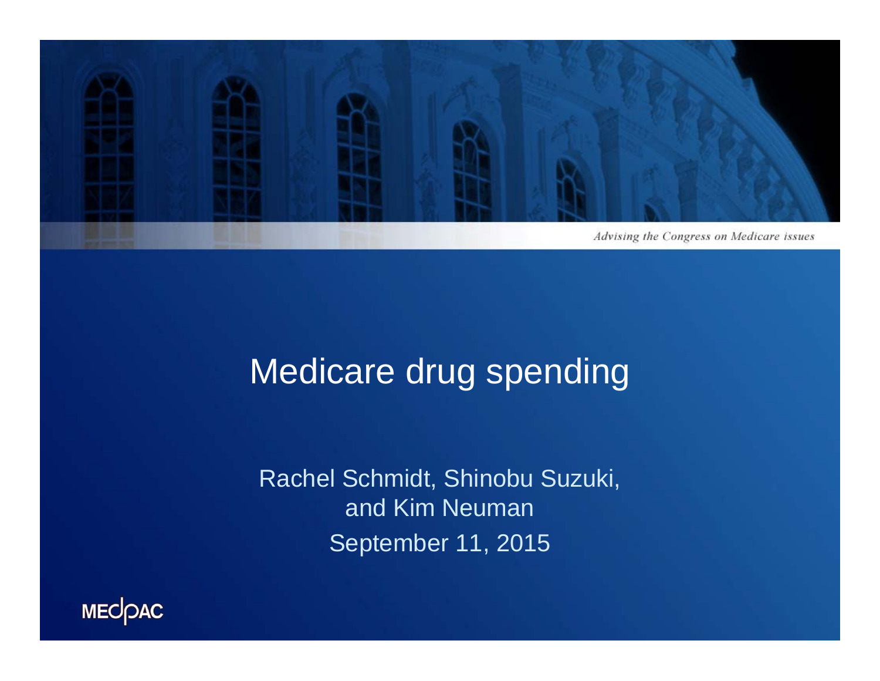*Advising the Congress on Medicare issues*

# Medicare drug spending

Rachel Schmidt, Shinobu Suzuki, and Kim Neuman

September 11, 2015

MEDPAC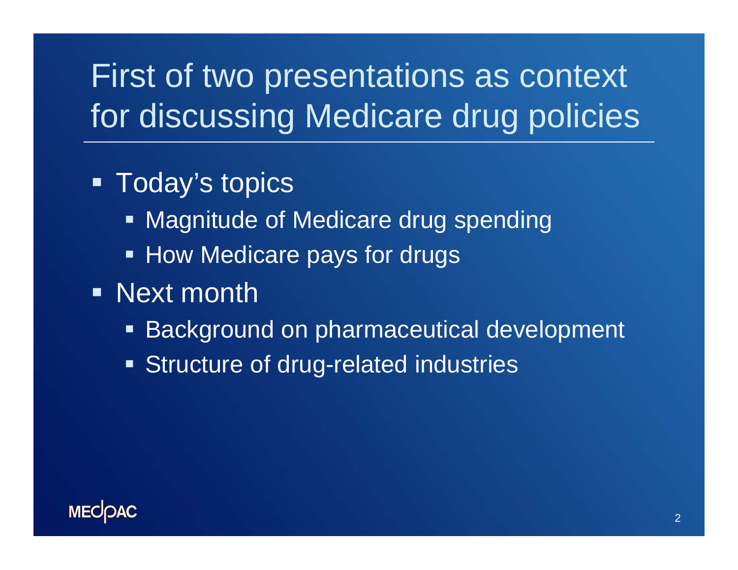# First of two presentations as context for discussing Medicare drug policies

- Today's topics
  - Magnitude of Medicare drug spending
  - How Medicare pays for drugs
- Next month
  - Background on pharmaceutical development
  - Structure of drug-related industries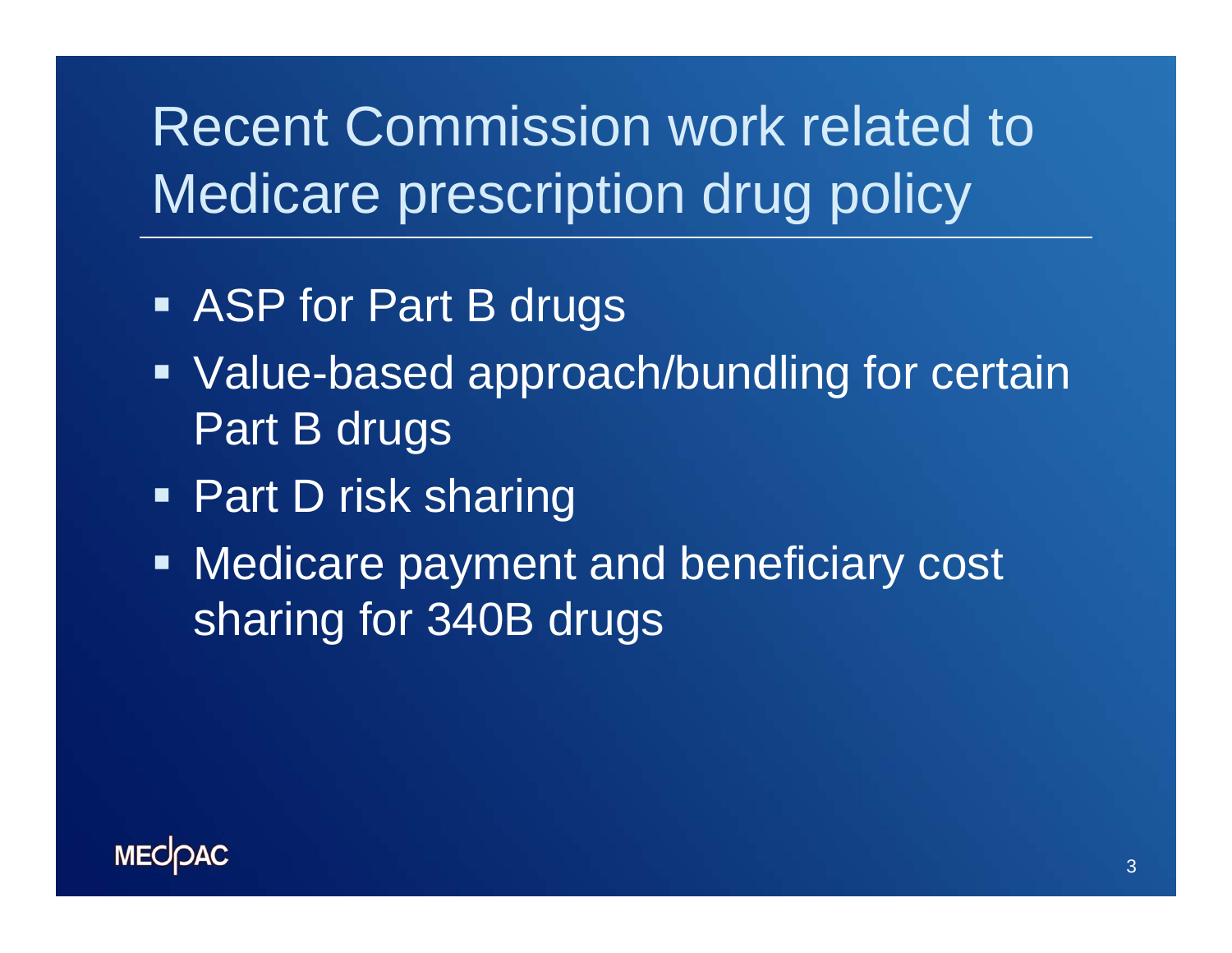# Recent Commission work related to Medicare prescription drug policy

- ASP for Part B drugs
- Value-based approach/bundling for certain Part B drugs
- Part D risk sharing
- Medicare payment and beneficiary cost sharing for 340B drugs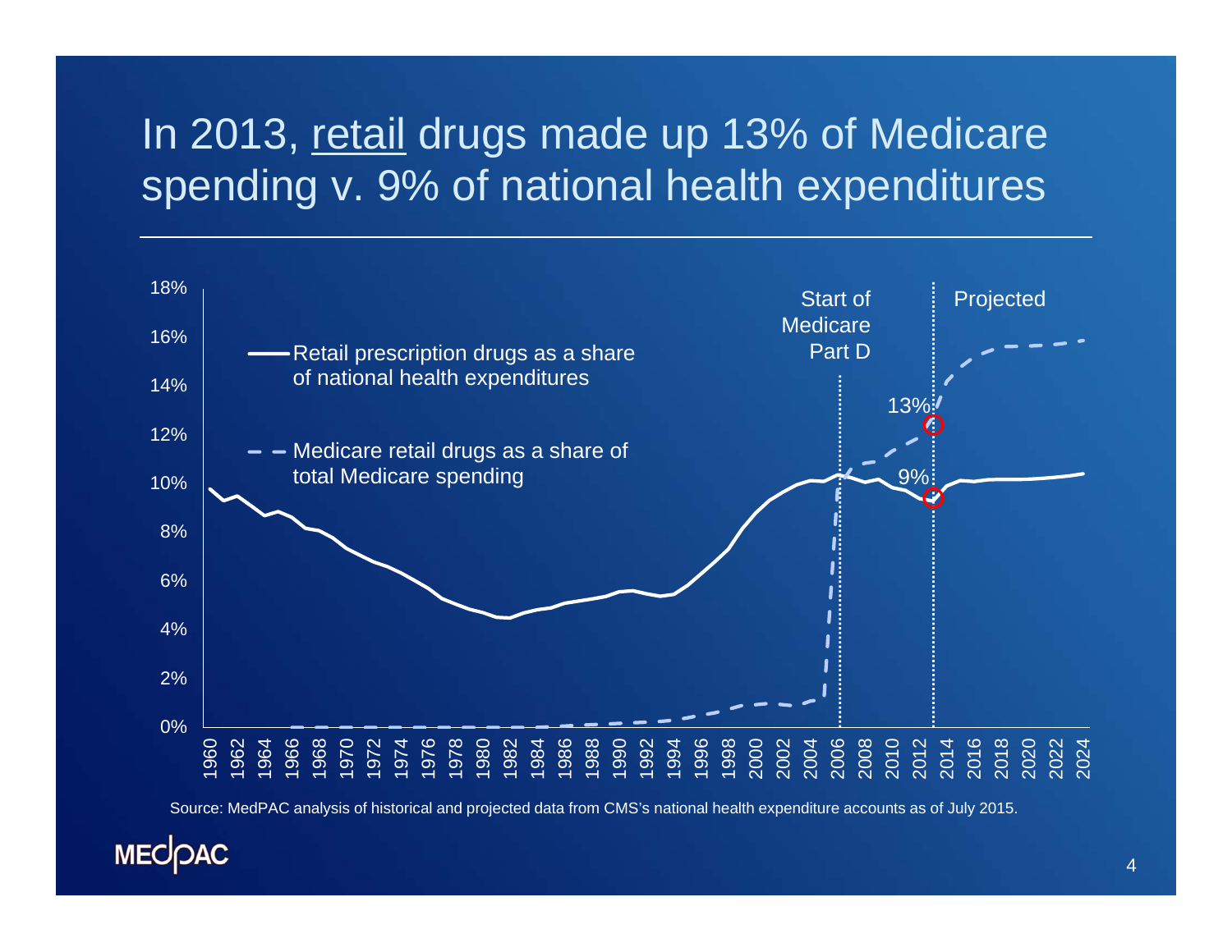# In 2013, retail drugs made up 13% of Medicare spending v. 9% of national health expenditures

Source: MedPAC analysis of historical and projected data from CMS's national health expenditure accounts as of July 2015.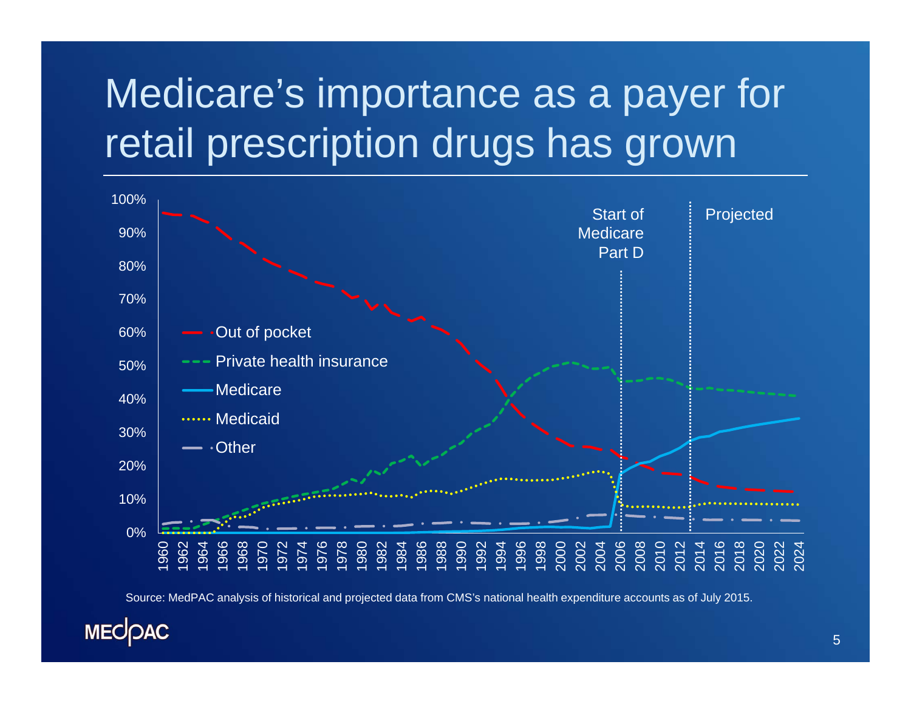# Medicare's importance as a payer for retail prescription drugs has grown

Source: MedPAC analysis of historical and projected data from CMS's national health expenditure accounts as of July 2015.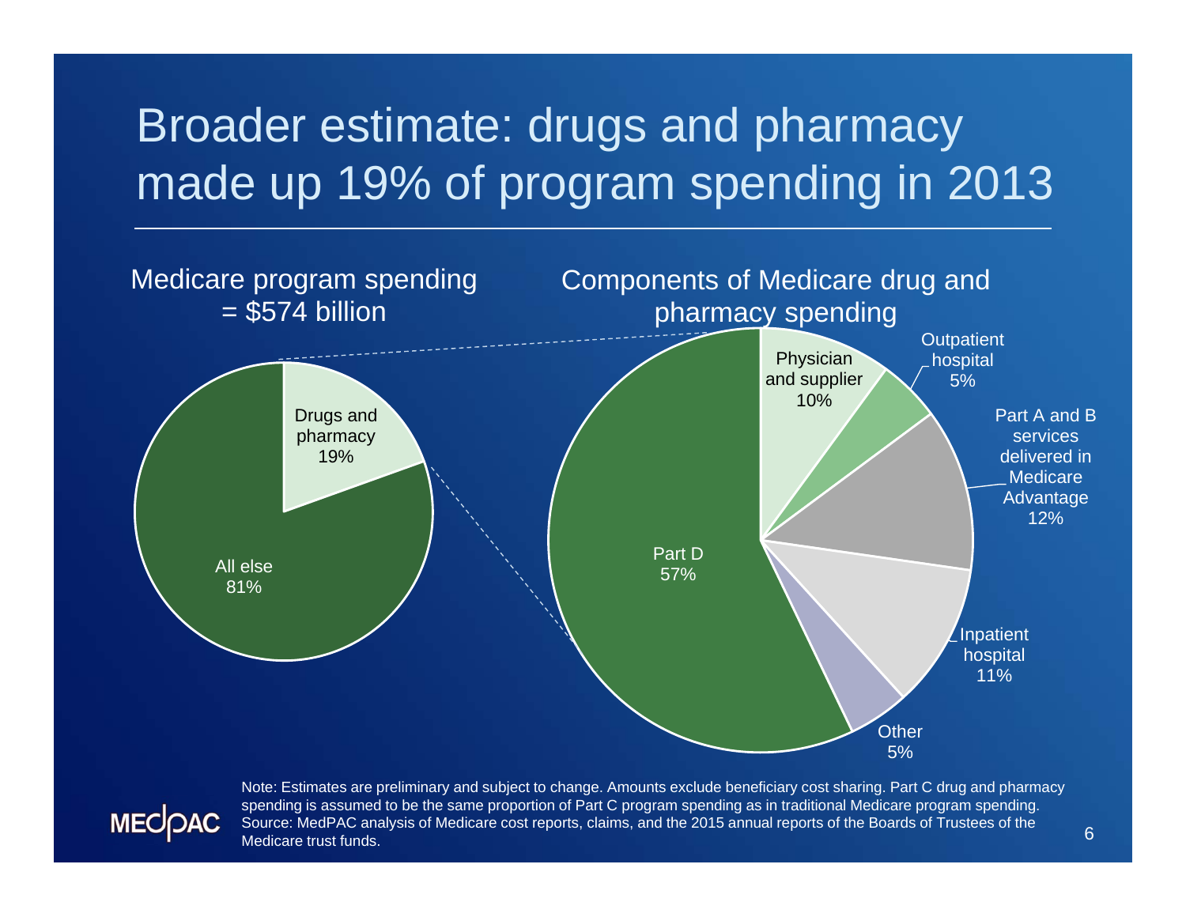# Broader estimate: drugs and pharmacy made up 19% of program spending in 2013

Medicare program spending = $574 billion

| Category | Share |
| --- | --- |
| Drugs and pharmacy | 19% |
| All else | 81% |

Components of Medicare drug and pharmacy spending

| Component | Share |
| --- | --- |
| Part D | 57% |
| Physician and supplier | 10% |
| Outpatient hospital | 5% |
| Part A and B services delivered in Medicare Advantage | 12% |
| Inpatient hospital | 11% |
| Other | 5% |

Note: Estimates are preliminary and subject to change. Amounts exclude beneficiary cost sharing. Part C drug and pharmacy spending is assumed to be the same proportion of Part C program spending as in traditional Medicare program spending.
Source: MedPAC analysis of Medicare cost reports, claims, and the 2015 annual reports of the Boards of Trustees of the Medicare trust funds.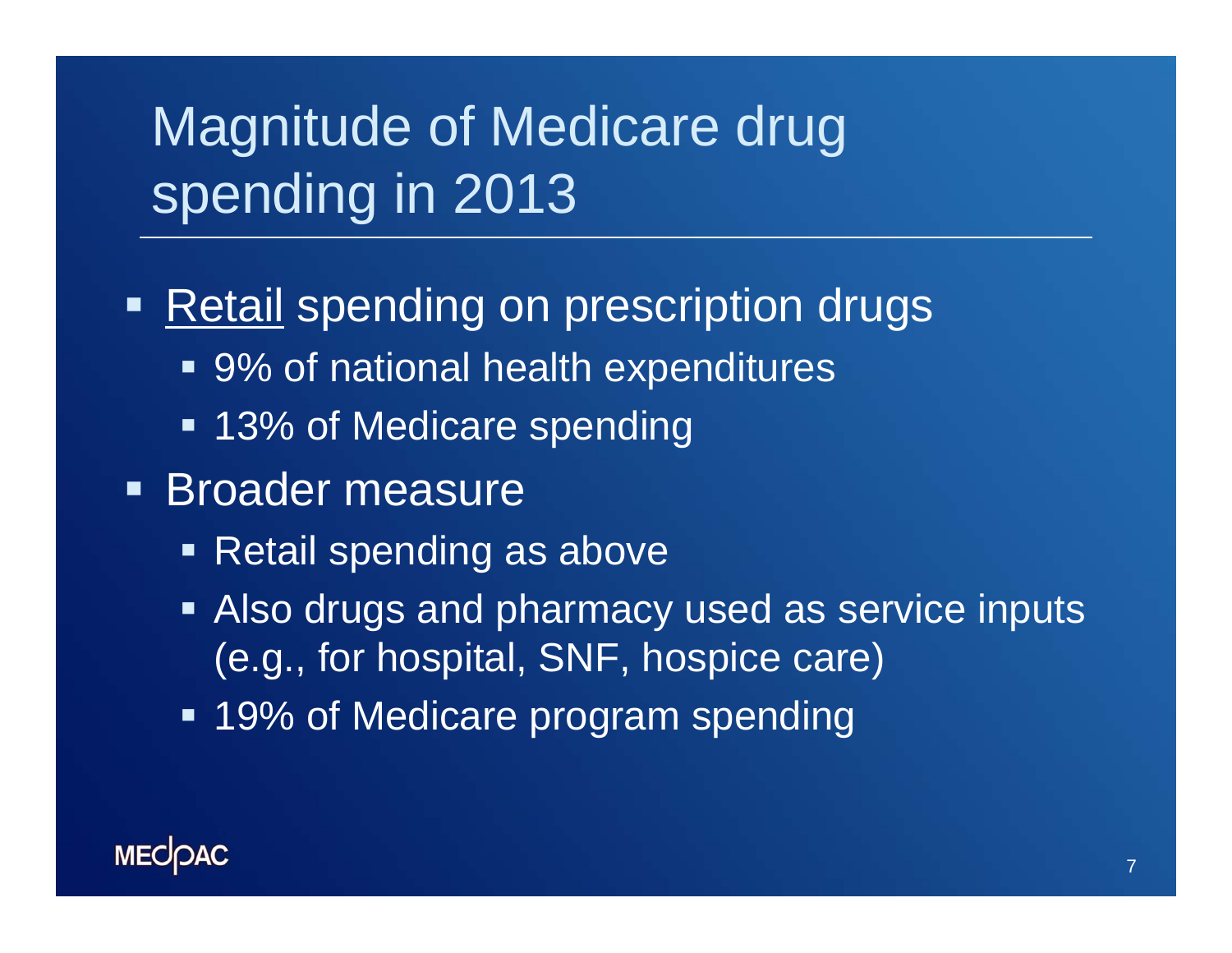# Magnitude of Medicare drug spending in 2013

- Retail spending on prescription drugs
  - 9% of national health expenditures
  - 13% of Medicare spending
- Broader measure
  - Retail spending as above
  - Also drugs and pharmacy used as service inputs (e.g., for hospital, SNF, hospice care)
  - 19% of Medicare program spending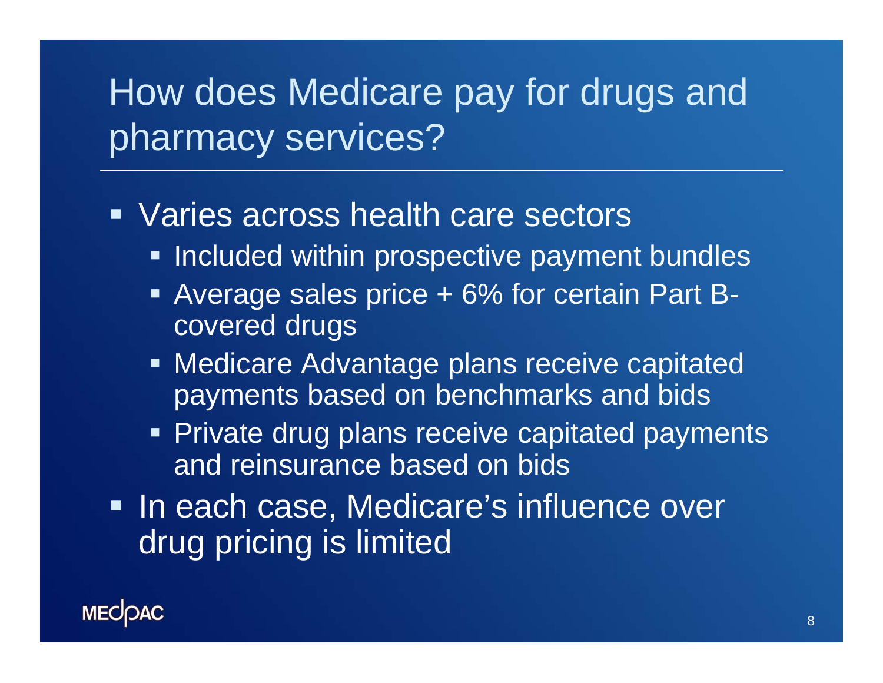# How does Medicare pay for drugs and pharmacy services?

- Varies across health care sectors
  - Included within prospective payment bundles
  - Average sales price + 6% for certain Part B-covered drugs
  - Medicare Advantage plans receive capitated payments based on benchmarks and bids
  - Private drug plans receive capitated payments and reinsurance based on bids
- In each case, Medicare's influence over drug pricing is limited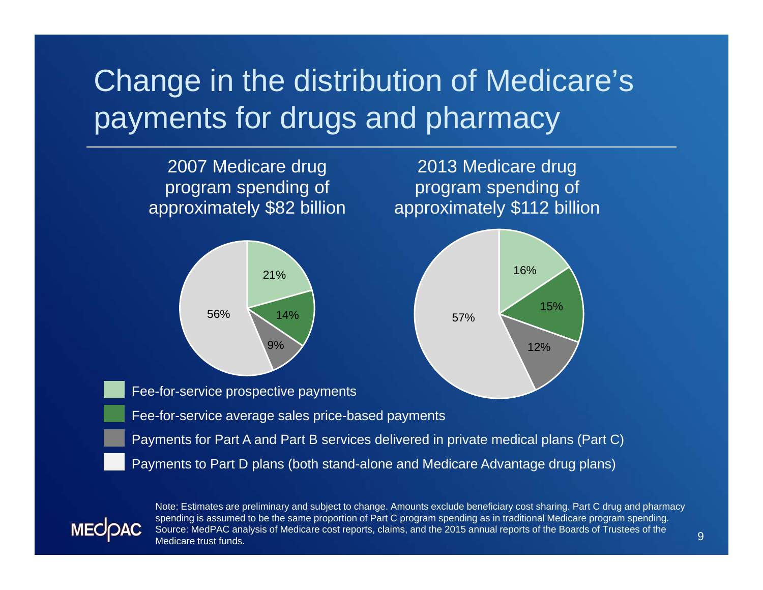# Change in the distribution of Medicare's payments for drugs and pharmacy

| Category | 2007 Medicare drug program spending of approximately $82 billion | 2013 Medicare drug program spending of approximately $112 billion |
|---|---|---|
| Fee-for-service prospective payments | 21% | 16% |
| Fee-for-service average sales price-based payments | 14% | 15% |
| Payments for Part A and Part B services delivered in private medical plans (Part C) | 9% | 12% |
| Payments to Part D plans (both stand-alone and Medicare Advantage drug plans) | 56% | 57% |

Note: Estimates are preliminary and subject to change. Amounts exclude beneficiary cost sharing. Part C drug and pharmacy spending is assumed to be the same proportion of Part C program spending as in traditional Medicare program spending.
Source: MedPAC analysis of Medicare cost reports, claims, and the 2015 annual reports of the Boards of Trustees of the Medicare trust funds.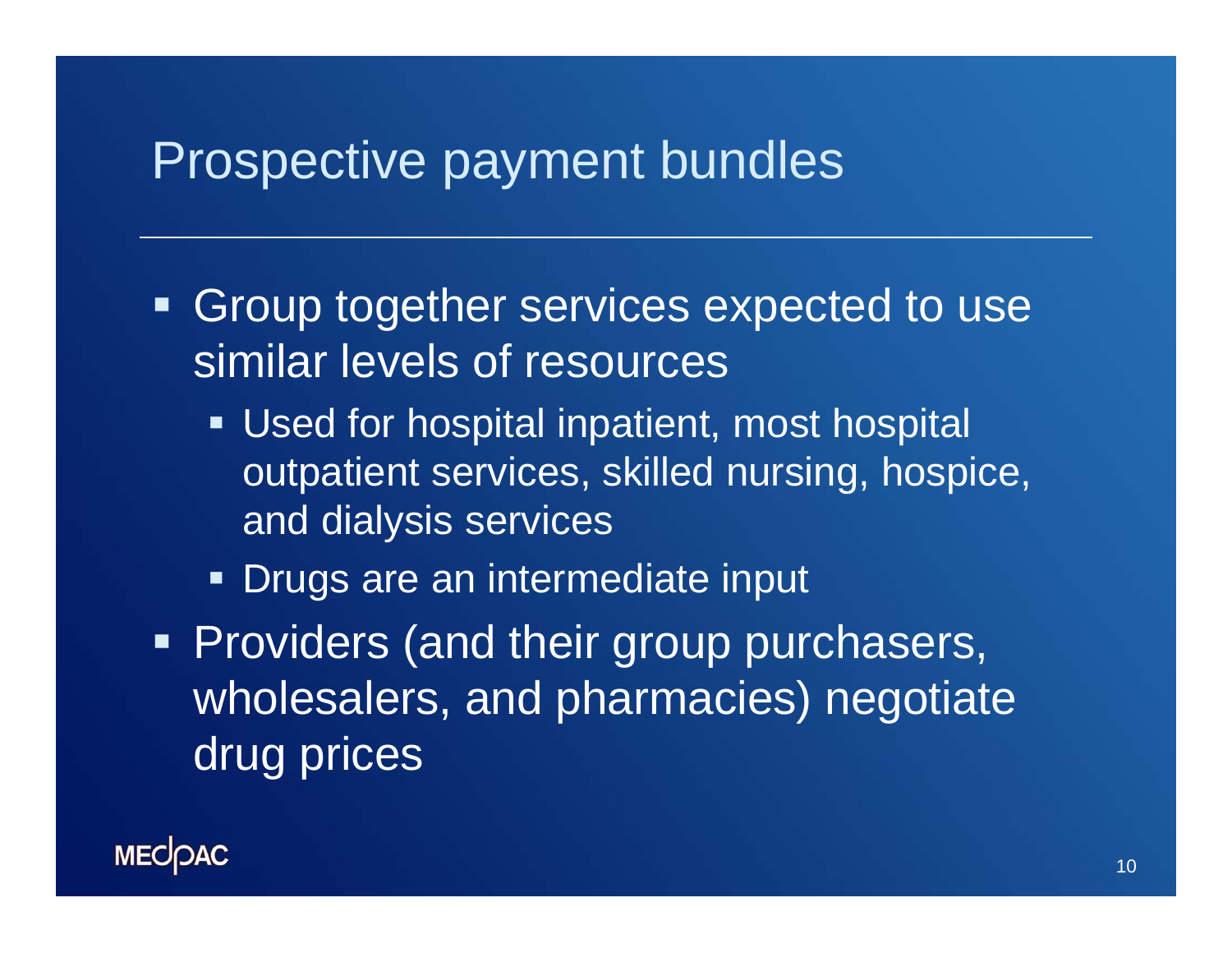# Prospective payment bundles

- Group together services expected to use similar levels of resources
  - Used for hospital inpatient, most hospital outpatient services, skilled nursing, hospice, and dialysis services
  - Drugs are an intermediate input
- Providers (and their group purchasers, wholesalers, and pharmacies) negotiate drug prices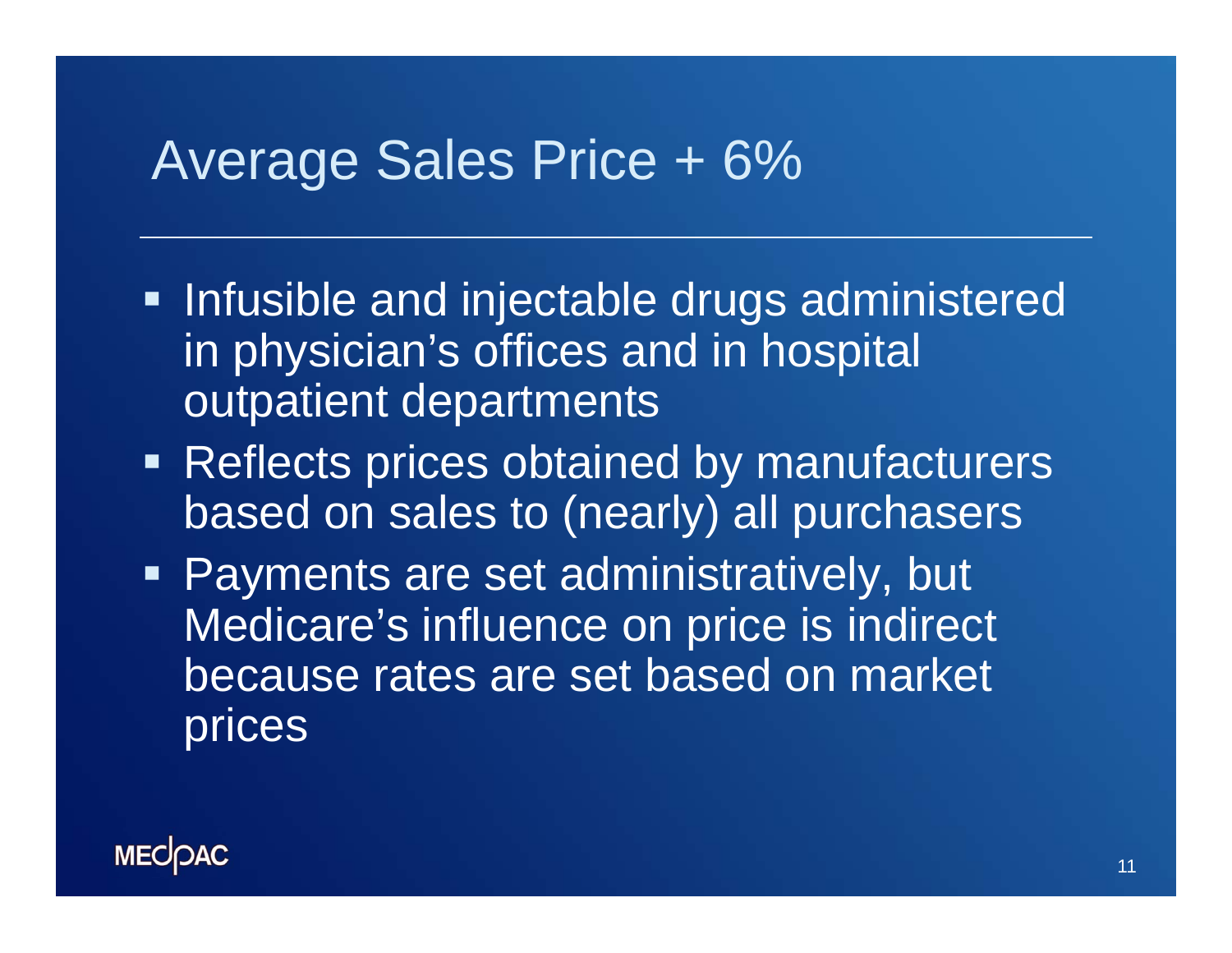# Average Sales Price + 6%

- Infusible and injectable drugs administered in physician's offices and in hospital outpatient departments
- Reflects prices obtained by manufacturers based on sales to (nearly) all purchasers
- Payments are set administratively, but Medicare's influence on price is indirect because rates are set based on market prices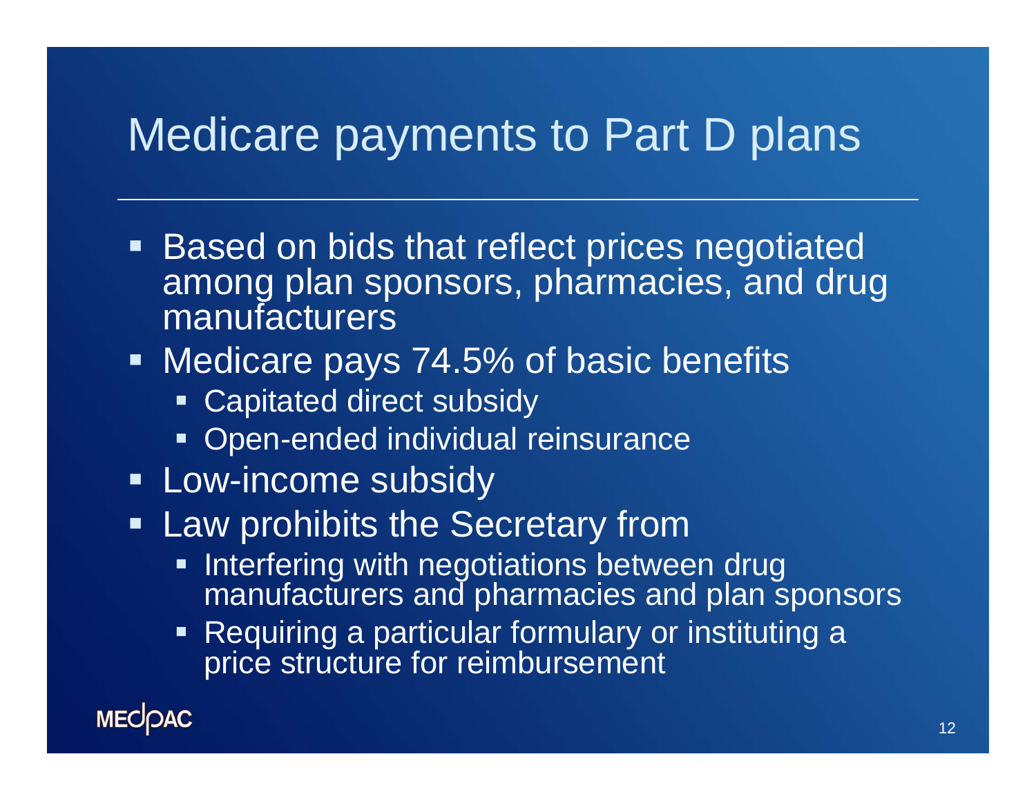# Medicare payments to Part D plans

- Based on bids that reflect prices negotiated among plan sponsors, pharmacies, and drug manufacturers
- Medicare pays 74.5% of basic benefits
  - Capitated direct subsidy
  - Open-ended individual reinsurance
- Low-income subsidy
- Law prohibits the Secretary from
  - Interfering with negotiations between drug manufacturers and pharmacies and plan sponsors
  - Requiring a particular formulary or instituting a price structure for reimbursement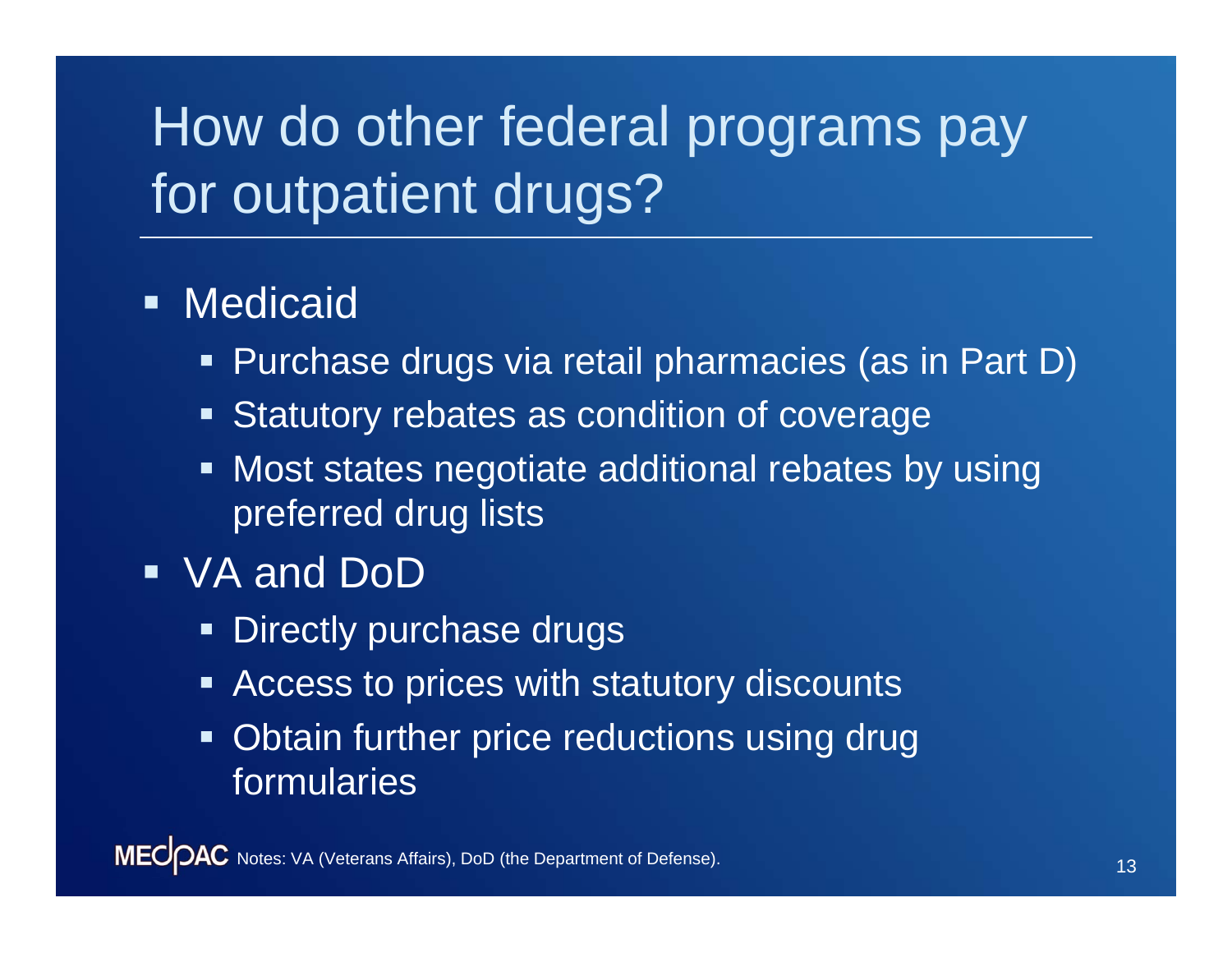# How do other federal programs pay for outpatient drugs?

- Medicaid
  - Purchase drugs via retail pharmacies (as in Part D)
  - Statutory rebates as condition of coverage
  - Most states negotiate additional rebates by using preferred drug lists
- VA and DoD
  - Directly purchase drugs
  - Access to prices with statutory discounts
  - Obtain further price reductions using drug formularies

Notes: VA (Veterans Affairs), DoD (the Department of Defense).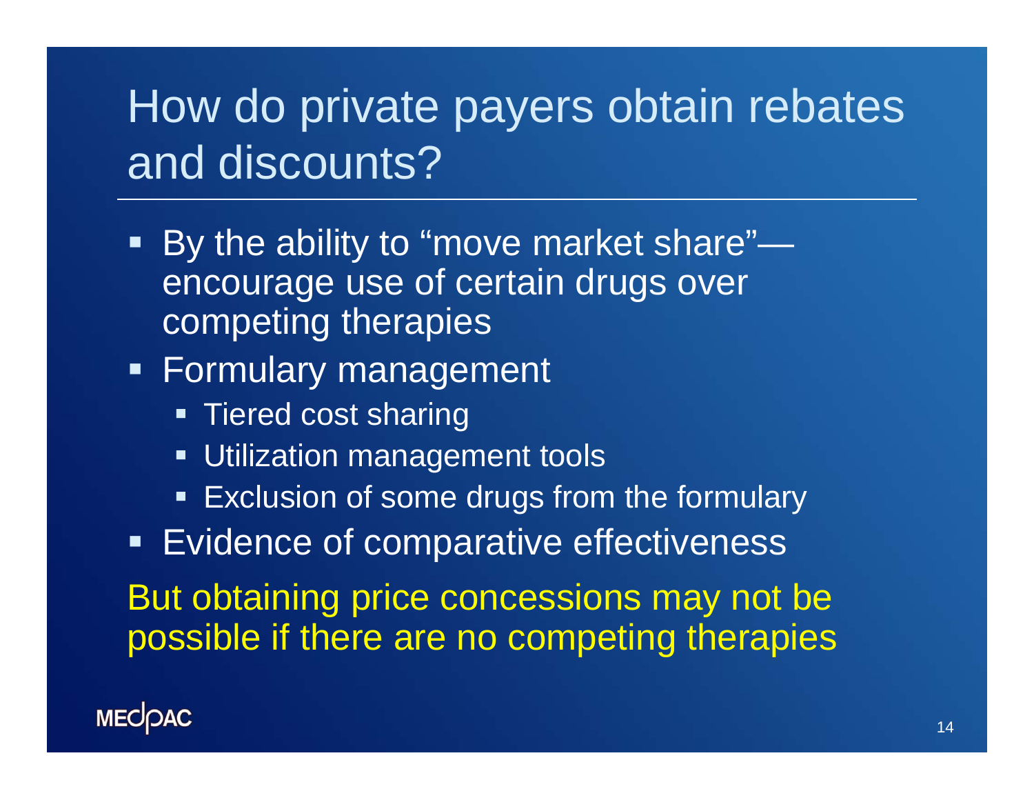# How do private payers obtain rebates and discounts?

- By the ability to "move market share"—encourage use of certain drugs over competing therapies
- Formulary management
  - Tiered cost sharing
  - Utilization management tools
  - Exclusion of some drugs from the formulary
- Evidence of comparative effectiveness

But obtaining price concessions may not be possible if there are no competing therapies

MEDPAC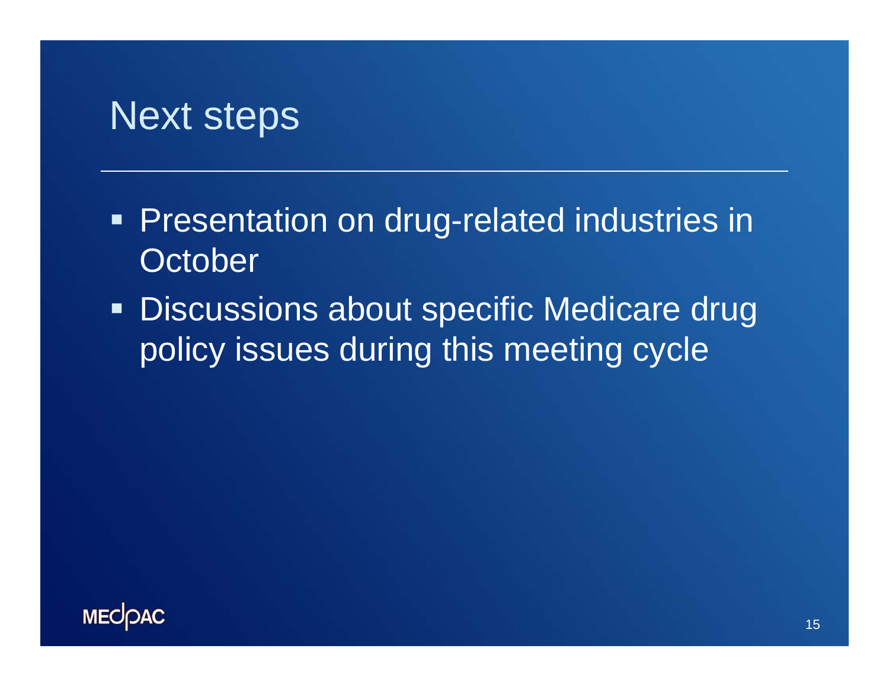# Next steps

- Presentation on drug-related industries in October
- Discussions about specific Medicare drug policy issues during this meeting cycle